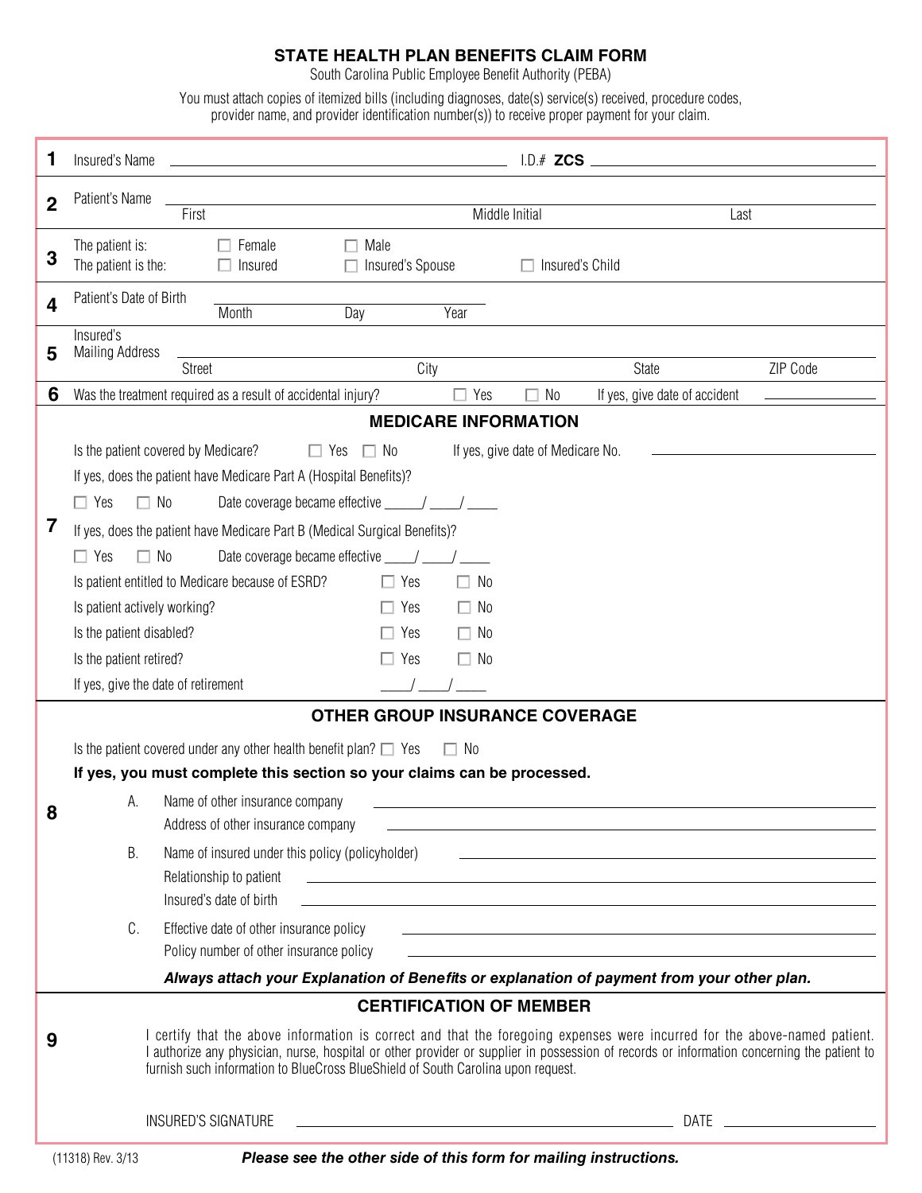# STATE HEALTH PLAN BENEFITS CLAIM FORM

South Carolina Public Employee Benefit Authority (PEBA)

You must attach copies of itemized bills (including diagnoses, date(s) service(s) received, procedure codes, provider name, and provider identification number(s)) to receive proper payment for your claim.

**1** Insured's Name ______________________ I.D.# **ZCS** ______________________

**2** Patient's Name ______________________
First | Middle Initial | Last

**3** The patient is: ☐ Female ☐ Male
The patient is the: ☐ Insured ☐ Insured's Spouse ☐ Insured's Child

**4** Patient's Date of Birth ______________________
Month | Day | Year

**5** Insured's Mailing Address ______________________
Street | City | State | ZIP Code

**6** Was the treatment required as a result of accidental injury? ☐ Yes ☐ No If yes, give date of accident ____________

## MEDICARE INFORMATION

**7**

Is the patient covered by Medicare? ☐ Yes ☐ No If yes, give date of Medicare No. ______________________

If yes, does the patient have Medicare Part A (Hospital Benefits)?

☐ Yes ☐ No Date coverage became effective _____/ ____/ ____

If yes, does the patient have Medicare Part B (Medical Surgical Benefits)?

☐ Yes ☐ No Date coverage became effective ____/ ____/ ____

Is patient entitled to Medicare because of ESRD? ☐ Yes ☐ No

Is patient actively working? ☐ Yes ☐ No

Is the patient disabled? ☐ Yes ☐ No

Is the patient retired? ☐ Yes ☐ No

If yes, give the date of retirement ____/ ____/ ____

## OTHER GROUP INSURANCE COVERAGE

**8**

Is the patient covered under any other health benefit plan? ☐ Yes ☐ No

**If yes, you must complete this section so your claims can be processed.**

A. Name of other insurance company ______________________
Address of other insurance company ______________________

B. Name of insured under this policy (policyholder) ______________________
Relationship to patient ______________________
Insured's date of birth ______________________

C. Effective date of other insurance policy ______________________
Policy number of other insurance policy ______________________

***Always attach your Explanation of Benefits or explanation of payment from your other plan.***

## CERTIFICATION OF MEMBER

**9**

I certify that the above information is correct and that the foregoing expenses were incurred for the above-named patient. I authorize any physician, nurse, hospital or other provider or supplier in possession of records or information concerning the patient to furnish such information to BlueCross BlueShield of South Carolina upon request.

INSURED'S SIGNATURE ______________________ DATE ____________

(11318) Rev. 3/13 ***Please see the other side of this form for mailing instructions.***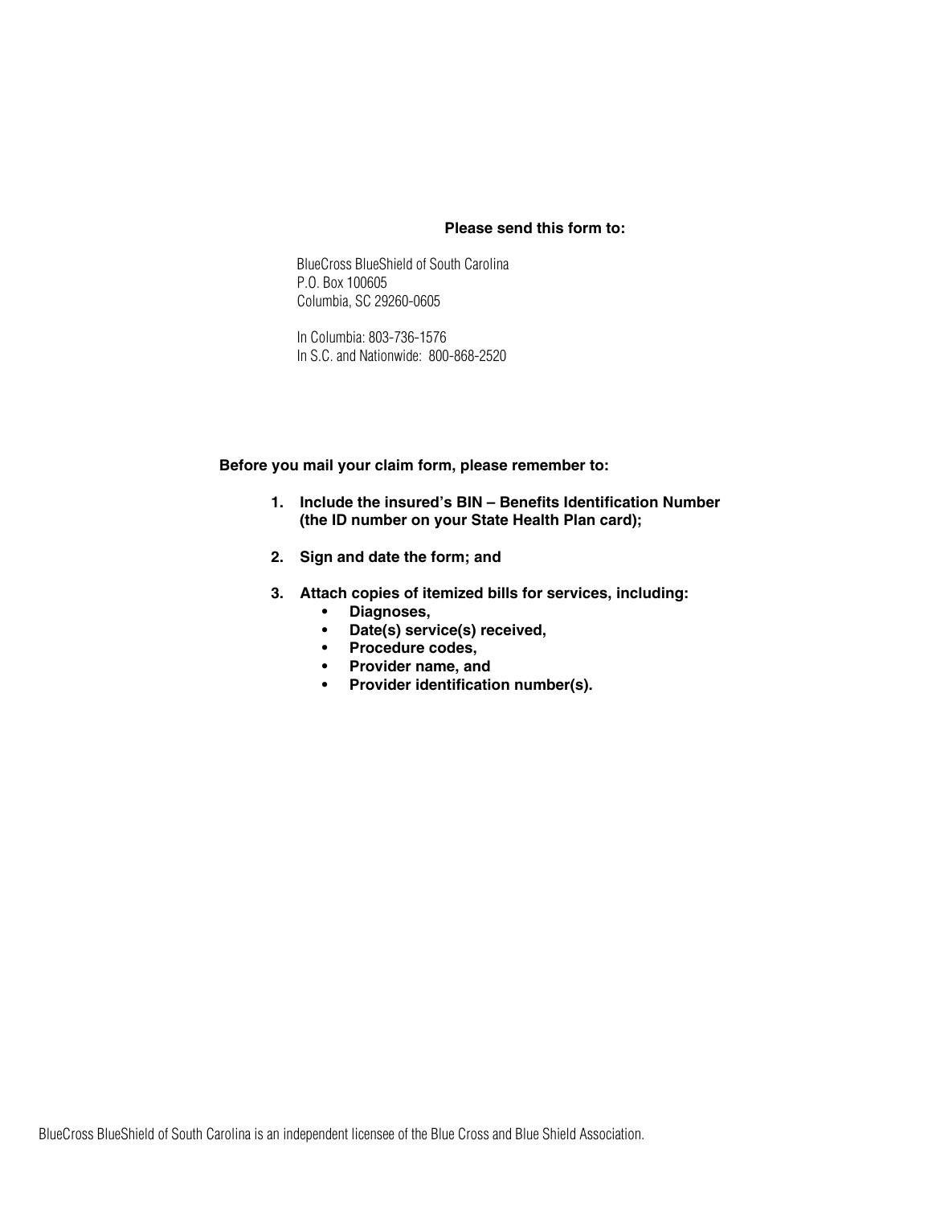**Please send this form to:**

BlueCross BlueShield of South Carolina
P.O. Box 100605
Columbia, SC 29260-0605

In Columbia: 803-736-1576
In S.C. and Nationwide: 800-868-2520

**Before you mail your claim form, please remember to:**

1. **Include the insured's BIN – Benefits Identification Number (the ID number on your State Health Plan card);**
2. **Sign and date the form; and**
3. **Attach copies of itemized bills for services, including:**
   - **Diagnoses,**
   - **Date(s) service(s) received,**
   - **Procedure codes,**
   - **Provider name, and**
   - **Provider identification number(s).**

BlueCross BlueShield of South Carolina is an independent licensee of the Blue Cross and Blue Shield Association.